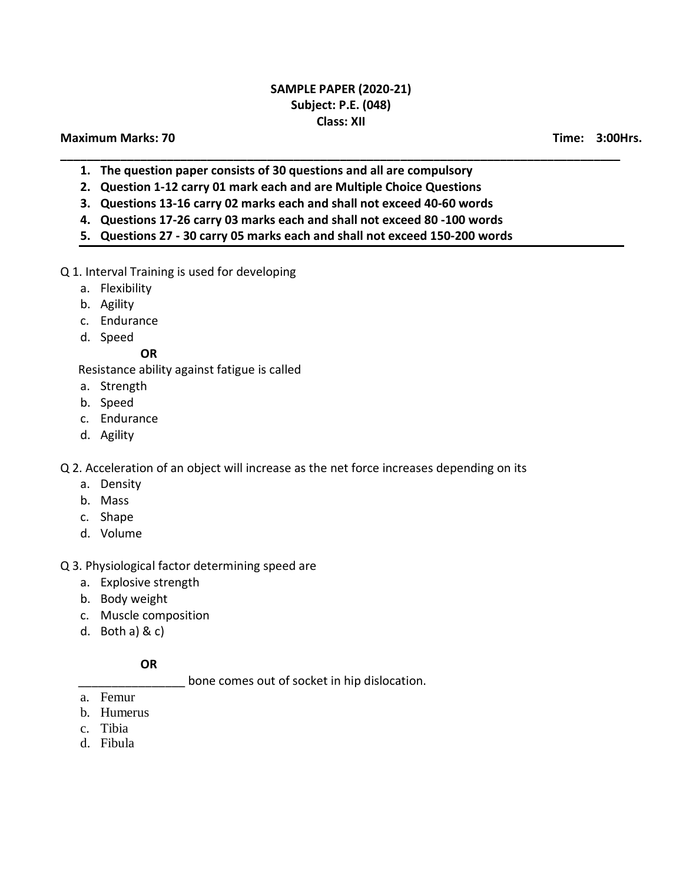**SAMPLE PAPER (2020-21)**
**Subject: P.E. (048)**
**Class: XII**

**Maximum Marks: 70** **Time: 3:00Hrs.**

---

1. **The question paper consists of 30 questions and all are compulsory**
2. **Question 1-12 carry 01 mark each and are Multiple Choice Questions**
3. **Questions 13-16 carry 02 marks each and shall not exceed 40-60 words**
4. **Questions 17-26 carry 03 marks each and shall not exceed 80 -100 words**
5. **Questions 27 - 30 carry 05 marks each and shall not exceed 150-200 words**

---

Q 1. Interval Training is used for developing

a. Flexibility
b. Agility
c. Endurance
d. Speed

**OR**

Resistance ability against fatigue is called

a. Strength
b. Speed
c. Endurance
d. Agility

Q 2. Acceleration of an object will increase as the net force increases depending on its

a. Density
b. Mass
c. Shape
d. Volume

Q 3. Physiological factor determining speed are

a. Explosive strength
b. Body weight
c. Muscle composition
d. Both a) & c)

**OR**

________________ bone comes out of socket in hip dislocation.

a. Femur
b. Humerus
c. Tibia
d. Fibula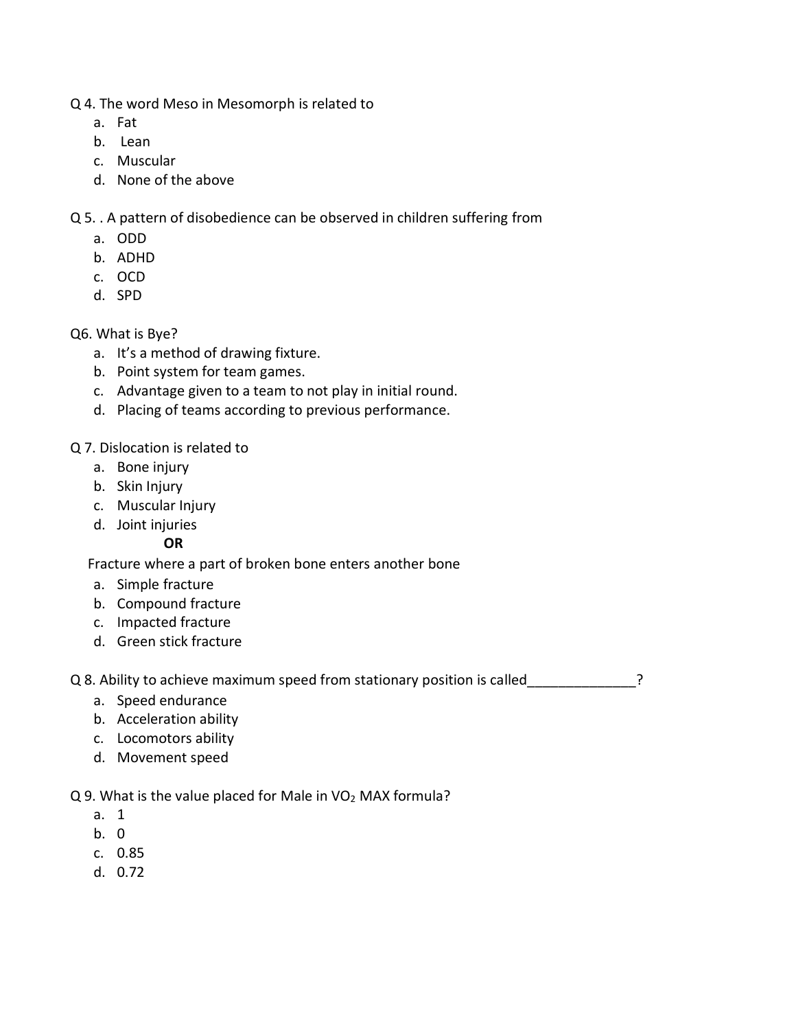Q 4. The word Meso in Mesomorph is related to

a. Fat
b. Lean
c. Muscular
d. None of the above

Q 5. . A pattern of disobedience can be observed in children suffering from

a. ODD
b. ADHD
c. OCD
d. SPD

Q6. What is Bye?

a. It's a method of drawing fixture.
b. Point system for team games.
c. Advantage given to a team to not play in initial round.
d. Placing of teams according to previous performance.

Q 7. Dislocation is related to

a. Bone injury
b. Skin Injury
c. Muscular Injury
d. Joint injuries

**OR**

Fracture where a part of broken bone enters another bone

a. Simple fracture
b. Compound fracture
c. Impacted fracture
d. Green stick fracture

Q 8. Ability to achieve maximum speed from stationary position is called______________?

a. Speed endurance
b. Acceleration ability
c. Locomotors ability
d. Movement speed

Q 9. What is the value placed for Male in $VO_2$ MAX formula?

a. 1
b. 0
c. 0.85
d. 0.72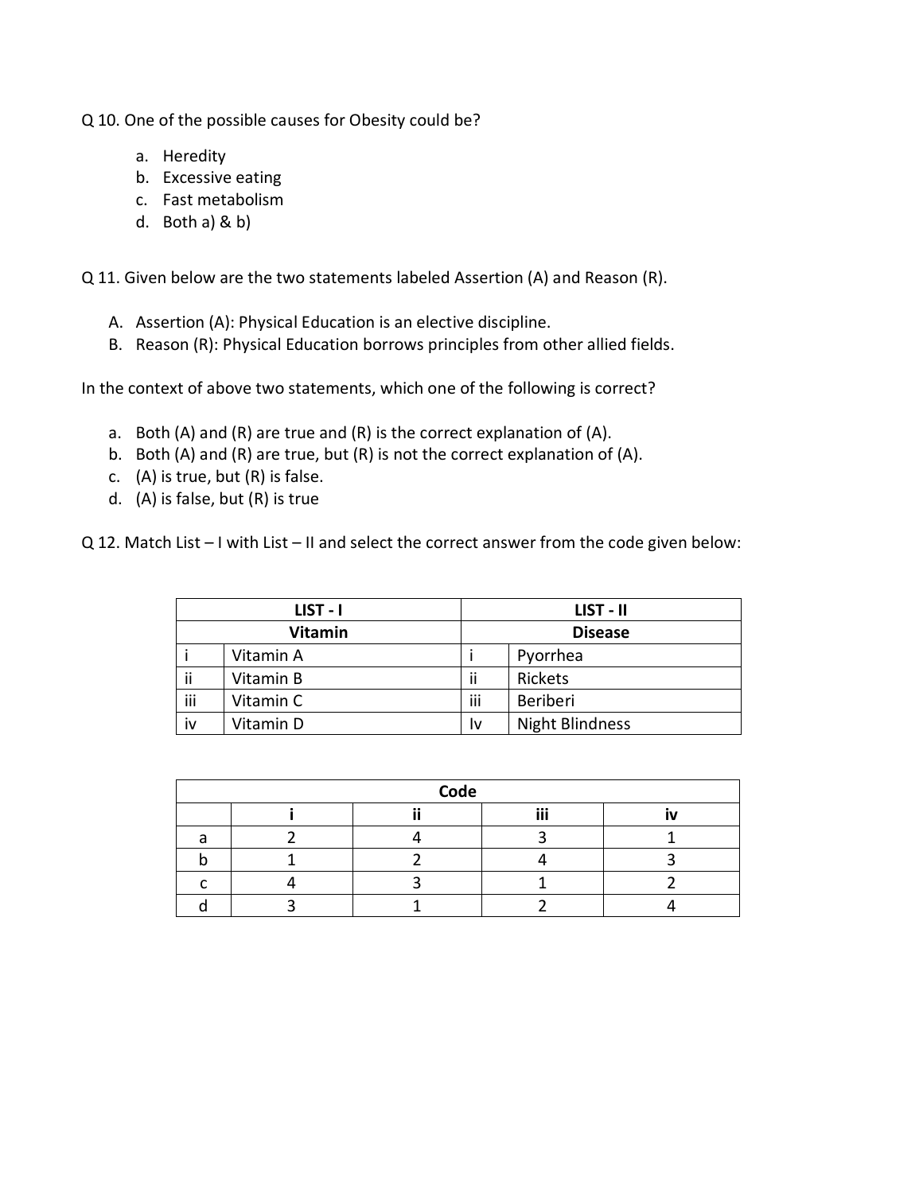Q 10. One of the possible causes for Obesity could be?

a. Heredity
b. Excessive eating
c. Fast metabolism
d. Both a) & b)

Q 11. Given below are the two statements labeled Assertion (A) and Reason (R).

A. Assertion (A): Physical Education is an elective discipline.
B. Reason (R): Physical Education borrows principles from other allied fields.

In the context of above two statements, which one of the following is correct?

a. Both (A) and (R) are true and (R) is the correct explanation of (A).
b. Both (A) and (R) are true, but (R) is not the correct explanation of (A).
c. (A) is true, but (R) is false.
d. (A) is false, but (R) is true

Q 12. Match List – I with List – II and select the correct answer from the code given below:

| **LIST - I** | | **LIST - II** | |
|---|---|---|---|
| **Vitamin** | | **Disease** | |
| i | Vitamin A | i | Pyorrhea |
| ii | Vitamin B | ii | Rickets |
| iii | Vitamin C | iii | Beriberi |
| iv | Vitamin D | Iv | Night Blindness |

| **Code** | | | | |
|---|---|---|---|---|
| | **i** | **ii** | **iii** | **iv** |
| a | 2 | 4 | 3 | 1 |
| b | 1 | 2 | 4 | 3 |
| c | 4 | 3 | 1 | 2 |
| d | 3 | 1 | 2 | 4 |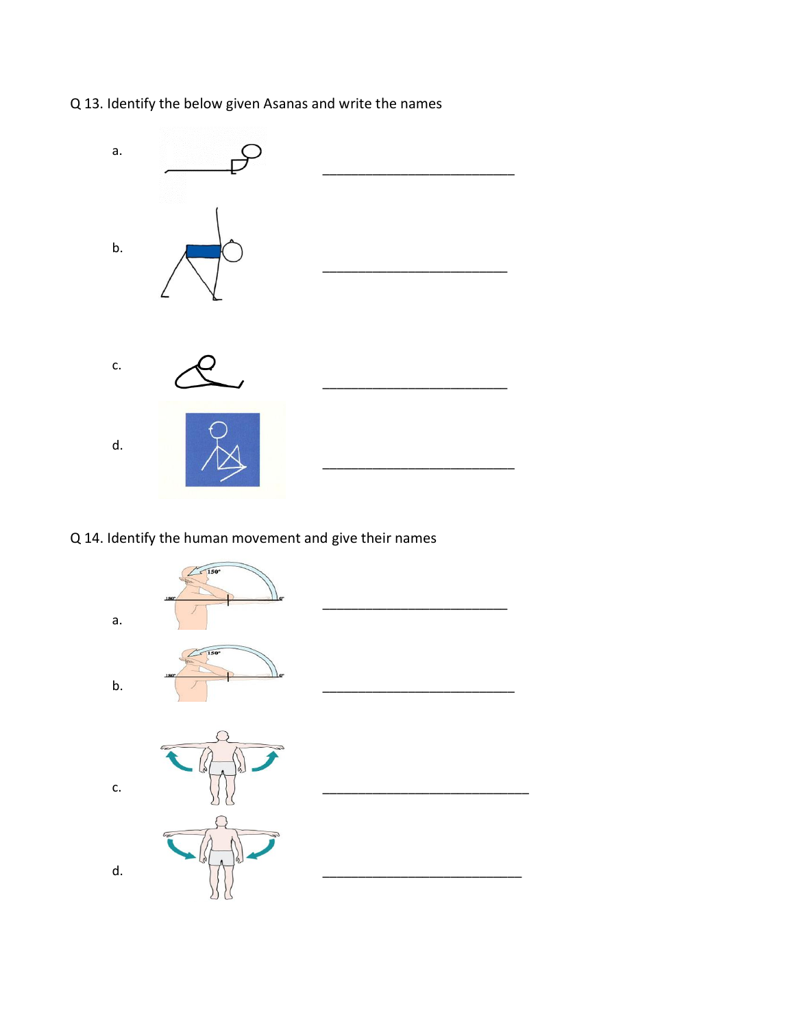Q 13. Identify the below given Asanas and write the names

a. ___________________________

b. ___________________________

c. ___________________________

d. ___________________________

Q 14. Identify the human movement and give their names

a. ___________________________

b. ___________________________

c. ___________________________

d. ___________________________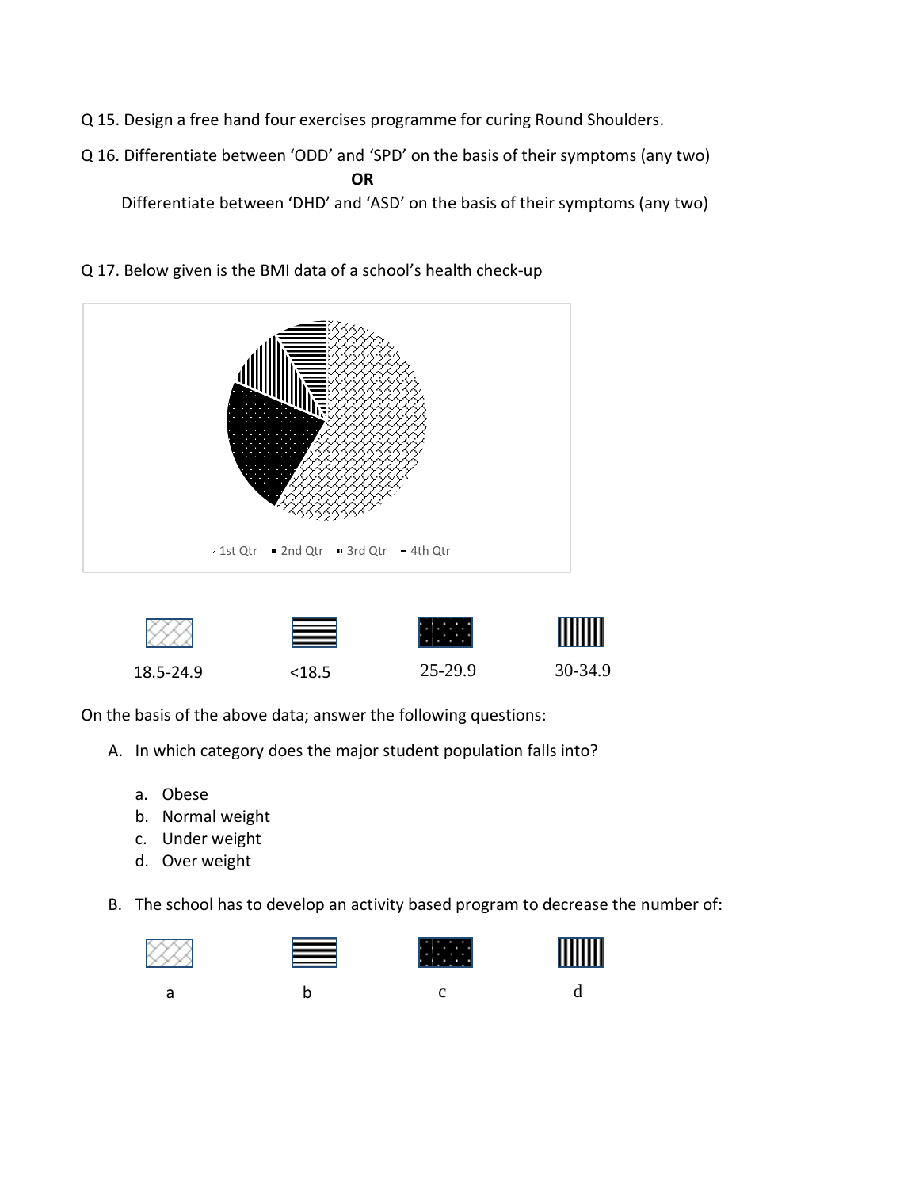Q 15. Design a free hand four exercises programme for curing Round Shoulders.

Q 16. Differentiate between 'ODD' and 'SPD' on the basis of their symptoms (any two)

**OR**

Differentiate between 'DHD' and 'ASD' on the basis of their symptoms (any two)

Q 17. Below given is the BMI data of a school's health check-up

1st Qtr ▪ 2nd Qtr ▪ 3rd Qtr ▪ 4th Qtr

18.5-24.9 &nbsp;&nbsp;&nbsp; <18.5 &nbsp;&nbsp;&nbsp; 25-29.9 &nbsp;&nbsp;&nbsp; 30-34.9

On the basis of the above data; answer the following questions:

A. In which category does the major student population falls into?

   a. Obese
   b. Normal weight
   c. Under weight
   d. Over weight

B. The school has to develop an activity based program to decrease the number of:

a &nbsp;&nbsp;&nbsp; b &nbsp;&nbsp;&nbsp; c &nbsp;&nbsp;&nbsp; d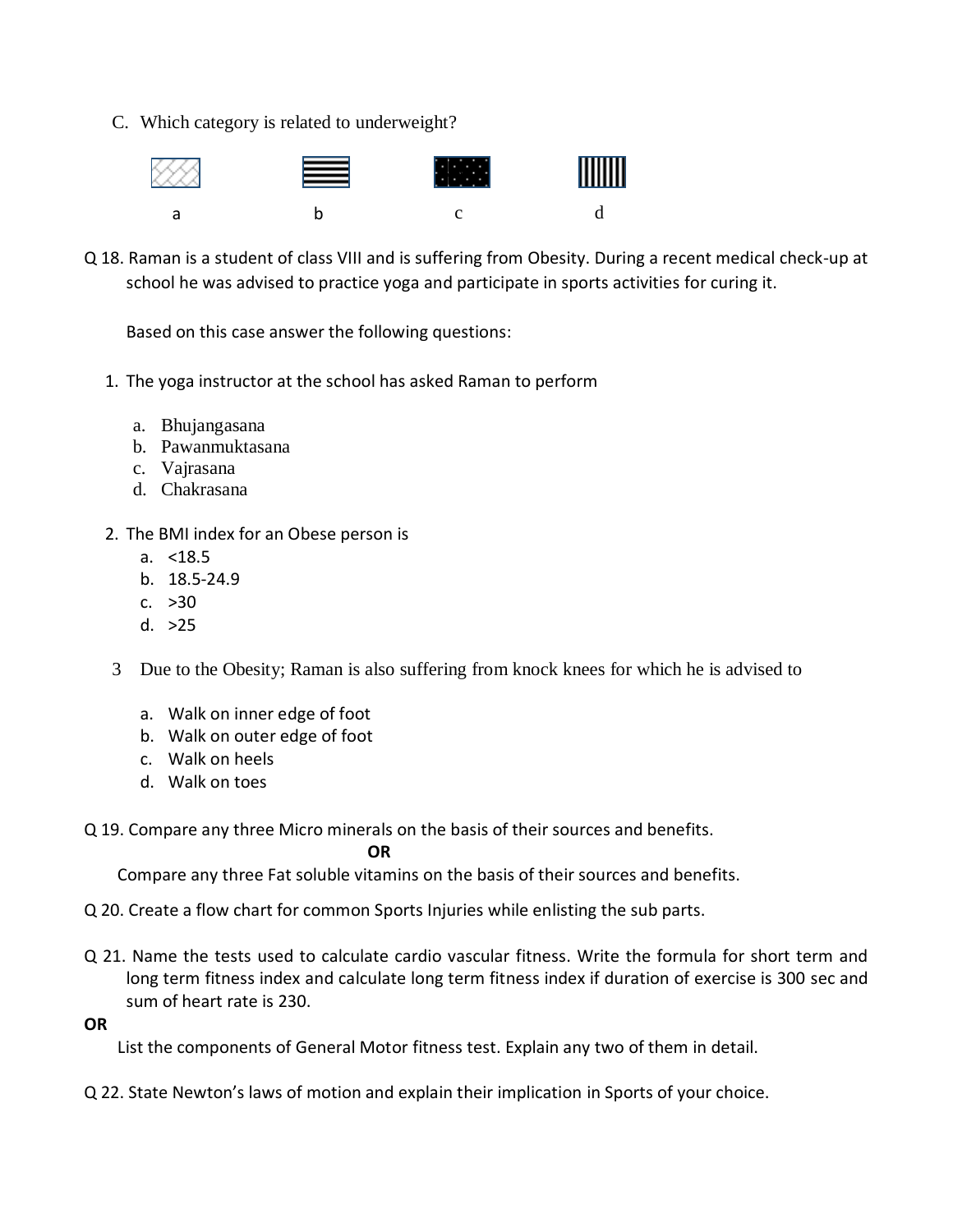C. Which category is related to underweight?

a &nbsp;&nbsp;&nbsp;&nbsp;&nbsp;&nbsp;&nbsp;&nbsp;&nbsp;&nbsp;&nbsp;&nbsp;&nbsp;&nbsp;&nbsp;&nbsp; b &nbsp;&nbsp;&nbsp;&nbsp;&nbsp;&nbsp;&nbsp;&nbsp;&nbsp;&nbsp;&nbsp;&nbsp;&nbsp;&nbsp;&nbsp;&nbsp; c &nbsp;&nbsp;&nbsp;&nbsp;&nbsp;&nbsp;&nbsp;&nbsp;&nbsp;&nbsp;&nbsp;&nbsp;&nbsp;&nbsp;&nbsp;&nbsp; d

Q 18. Raman is a student of class VIII and is suffering from Obesity. During a recent medical check-up at school he was advised to practice yoga and participate in sports activities for curing it.

Based on this case answer the following questions:

1. The yoga instructor at the school has asked Raman to perform
   a. Bhujangasana
   b. Pawanmuktasana
   c. Vajrasana
   d. Chakrasana

2. The BMI index for an Obese person is
   a. <18.5
   b. 18.5-24.9
   c. >30
   d. >25

3. Due to the Obesity; Raman is also suffering from knock knees for which he is advised to
   a. Walk on inner edge of foot
   b. Walk on outer edge of foot
   c. Walk on heels
   d. Walk on toes

Q 19. Compare any three Micro minerals on the basis of their sources and benefits.

**OR**

Compare any three Fat soluble vitamins on the basis of their sources and benefits.

Q 20. Create a flow chart for common Sports Injuries while enlisting the sub parts.

Q 21. Name the tests used to calculate cardio vascular fitness. Write the formula for short term and long term fitness index and calculate long term fitness index if duration of exercise is 300 sec and sum of heart rate is 230.

**OR**

List the components of General Motor fitness test. Explain any two of them in detail.

Q 22. State Newton's laws of motion and explain their implication in Sports of your choice.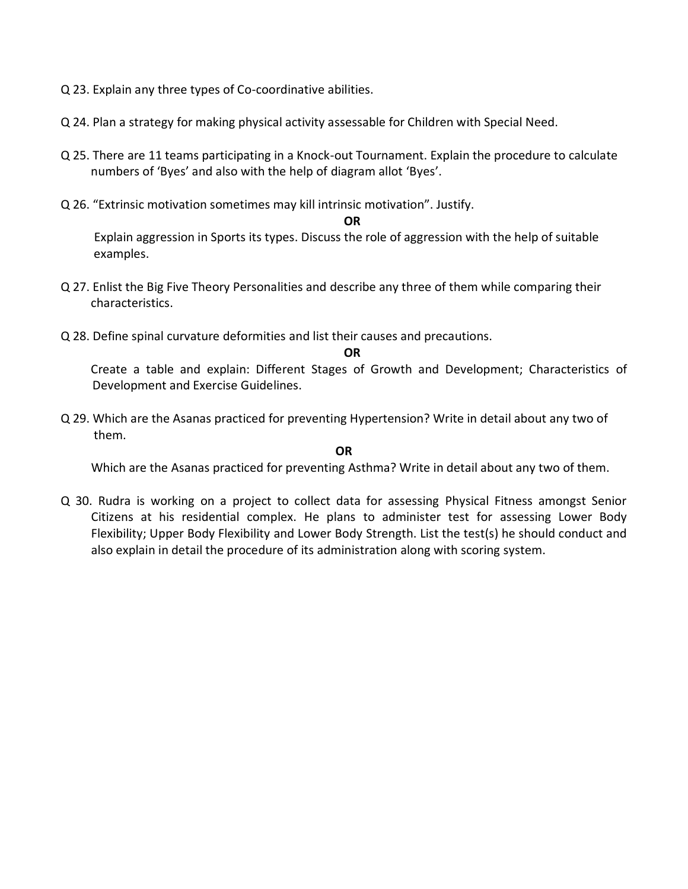Q 23. Explain any three types of Co-coordinative abilities.

Q 24. Plan a strategy for making physical activity assessable for Children with Special Need.

Q 25. There are 11 teams participating in a Knock-out Tournament. Explain the procedure to calculate numbers of 'Byes' and also with the help of diagram allot 'Byes'.

Q 26. "Extrinsic motivation sometimes may kill intrinsic motivation". Justify.

**OR**

Explain aggression in Sports its types. Discuss the role of aggression with the help of suitable examples.

Q 27. Enlist the Big Five Theory Personalities and describe any three of them while comparing their characteristics.

Q 28. Define spinal curvature deformities and list their causes and precautions.

**OR**

Create a table and explain: Different Stages of Growth and Development; Characteristics of Development and Exercise Guidelines.

Q 29. Which are the Asanas practiced for preventing Hypertension? Write in detail about any two of them.

**OR**

Which are the Asanas practiced for preventing Asthma? Write in detail about any two of them.

Q 30. Rudra is working on a project to collect data for assessing Physical Fitness amongst Senior Citizens at his residential complex. He plans to administer test for assessing Lower Body Flexibility; Upper Body Flexibility and Lower Body Strength. List the test(s) he should conduct and also explain in detail the procedure of its administration along with scoring system.